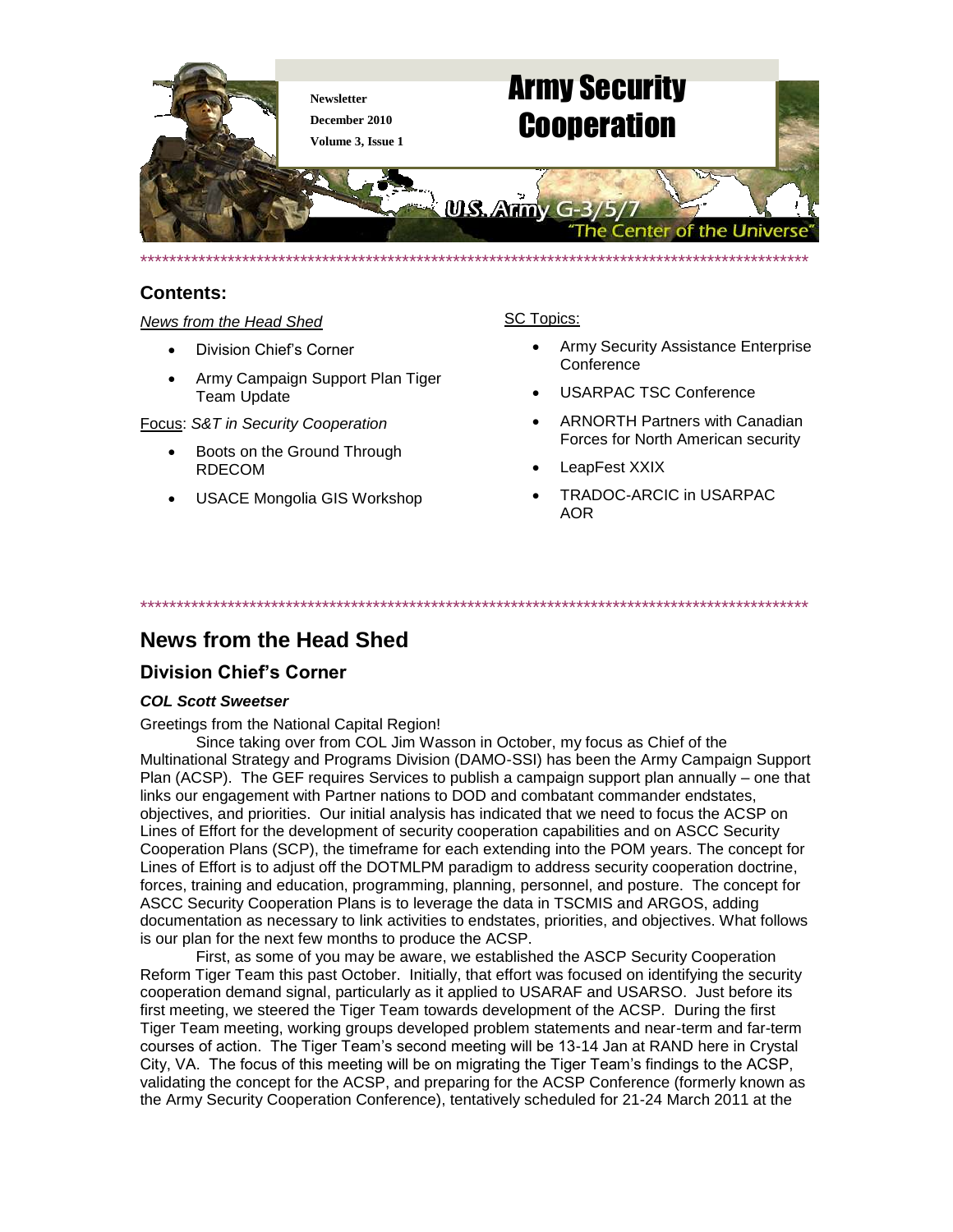Newsletter

December 2010

Volume 3, Issue 1

# Army Security Cooperation

U.S. Army G-3/5/7

"The Center of the Universe"

*****************************************************************************************************

## Contents:

*News from the Head Shed*

- Division Chief's Corner
- Army Campaign Support Plan Tiger Team Update

Focus: *S&T in Security Cooperation*

- Boots on the Ground Through RDECOM
- USACE Mongolia GIS Workshop

SC Topics:

- Army Security Assistance Enterprise Conference
- USARPAC TSC Conference
- ARNORTH Partners with Canadian Forces for North American security
- LeapFest XXIX
- TRADOC-ARCIC in USARPAC AOR

*****************************************************************************************************

# News from the Head Shed

## Division Chief's Corner

***COL Scott Sweetser***

Greetings from the National Capital Region!

Since taking over from COL Jim Wasson in October, my focus as Chief of the Multinational Strategy and Programs Division (DAMO-SSI) has been the Army Campaign Support Plan (ACSP). The GEF requires Services to publish a campaign support plan annually – one that links our engagement with Partner nations to DOD and combatant commander endstates, objectives, and priorities. Our initial analysis has indicated that we need to focus the ACSP on Lines of Effort for the development of security cooperation capabilities and on ASCC Security Cooperation Plans (SCP), the timeframe for each extending into the POM years. The concept for Lines of Effort is to adjust off the DOTMLPM paradigm to address security cooperation doctrine, forces, training and education, programming, planning, personnel, and posture. The concept for ASCC Security Cooperation Plans is to leverage the data in TSCMIS and ARGOS, adding documentation as necessary to link activities to endstates, priorities, and objectives. What follows is our plan for the next few months to produce the ACSP.

First, as some of you may be aware, we established the ASCP Security Cooperation Reform Tiger Team this past October. Initially, that effort was focused on identifying the security cooperation demand signal, particularly as it applied to USARAF and USARSO. Just before its first meeting, we steered the Tiger Team towards development of the ACSP. During the first Tiger Team meeting, working groups developed problem statements and near-term and far-term courses of action. The Tiger Team's second meeting will be 13-14 Jan at RAND here in Crystal City, VA. The focus of this meeting will be on migrating the Tiger Team's findings to the ACSP, validating the concept for the ACSP, and preparing for the ACSP Conference (formerly known as the Army Security Cooperation Conference), tentatively scheduled for 21-24 March 2011 at the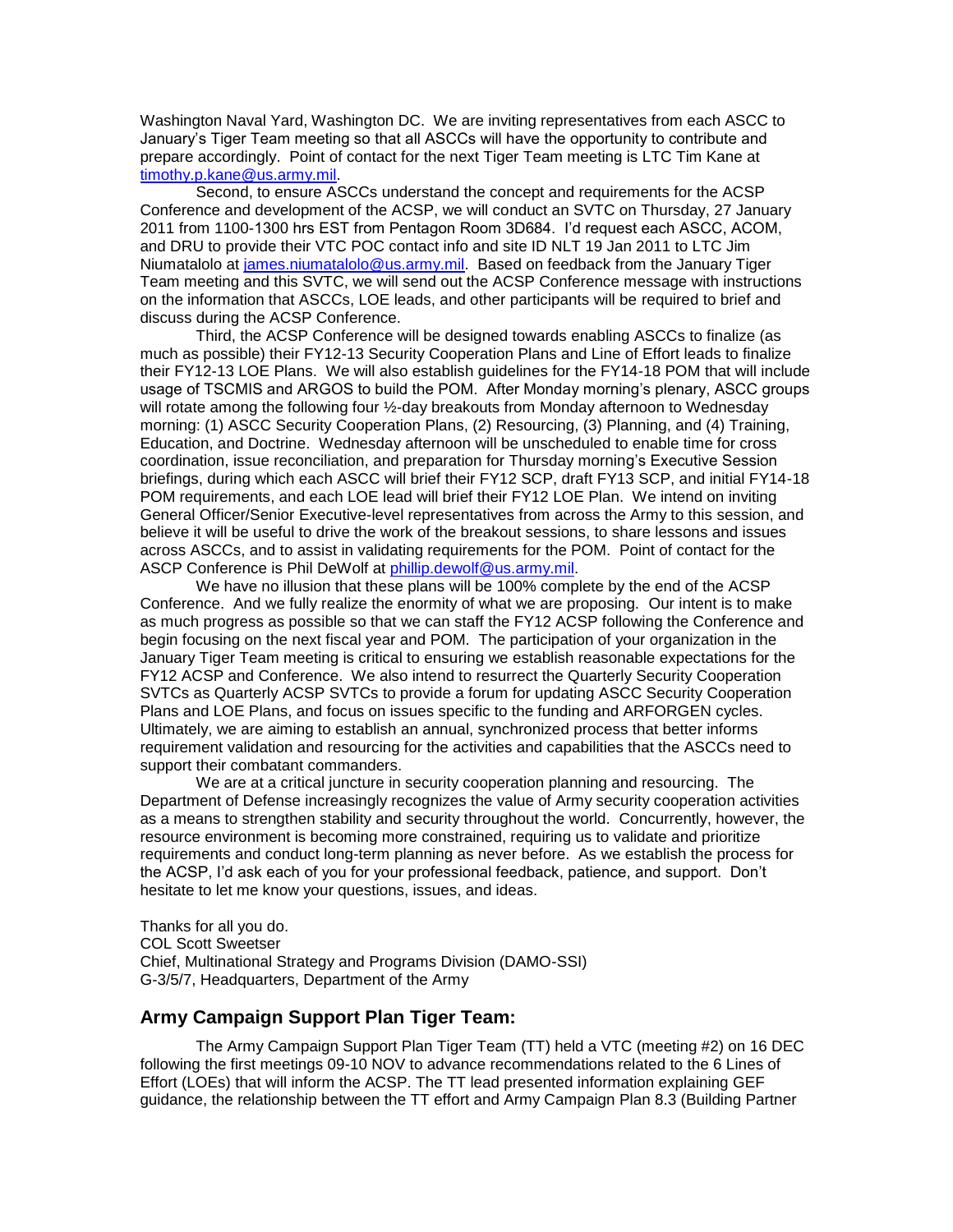Washington Naval Yard, Washington DC. We are inviting representatives from each ASCC to January's Tiger Team meeting so that all ASCCs will have the opportunity to contribute and prepare accordingly. Point of contact for the next Tiger Team meeting is LTC Tim Kane at timothy.p.kane@us.army.mil.

Second, to ensure ASCCs understand the concept and requirements for the ACSP Conference and development of the ACSP, we will conduct an SVTC on Thursday, 27 January 2011 from 1100-1300 hrs EST from Pentagon Room 3D684. I'd request each ASCC, ACOM, and DRU to provide their VTC POC contact info and site ID NLT 19 Jan 2011 to LTC Jim Niumatalolo at james.niumatalolo@us.army.mil. Based on feedback from the January Tiger Team meeting and this SVTC, we will send out the ACSP Conference message with instructions on the information that ASCCs, LOE leads, and other participants will be required to brief and discuss during the ACSP Conference.

Third, the ACSP Conference will be designed towards enabling ASCCs to finalize (as much as possible) their FY12-13 Security Cooperation Plans and Line of Effort leads to finalize their FY12-13 LOE Plans. We will also establish guidelines for the FY14-18 POM that will include usage of TSCMIS and ARGOS to build the POM. After Monday morning's plenary, ASCC groups will rotate among the following four ½-day breakouts from Monday afternoon to Wednesday morning: (1) ASCC Security Cooperation Plans, (2) Resourcing, (3) Planning, and (4) Training, Education, and Doctrine. Wednesday afternoon will be unscheduled to enable time for cross coordination, issue reconciliation, and preparation for Thursday morning's Executive Session briefings, during which each ASCC will brief their FY12 SCP, draft FY13 SCP, and initial FY14-18 POM requirements, and each LOE lead will brief their FY12 LOE Plan. We intend on inviting General Officer/Senior Executive-level representatives from across the Army to this session, and believe it will be useful to drive the work of the breakout sessions, to share lessons and issues across ASCCs, and to assist in validating requirements for the POM. Point of contact for the ASCP Conference is Phil DeWolf at phillip.dewolf@us.army.mil.

We have no illusion that these plans will be 100% complete by the end of the ACSP Conference. And we fully realize the enormity of what we are proposing. Our intent is to make as much progress as possible so that we can staff the FY12 ACSP following the Conference and begin focusing on the next fiscal year and POM. The participation of your organization in the January Tiger Team meeting is critical to ensuring we establish reasonable expectations for the FY12 ACSP and Conference. We also intend to resurrect the Quarterly Security Cooperation SVTCs as Quarterly ACSP SVTCs to provide a forum for updating ASCC Security Cooperation Plans and LOE Plans, and focus on issues specific to the funding and ARFORGEN cycles. Ultimately, we are aiming to establish an annual, synchronized process that better informs requirement validation and resourcing for the activities and capabilities that the ASCCs need to support their combatant commanders.

We are at a critical juncture in security cooperation planning and resourcing. The Department of Defense increasingly recognizes the value of Army security cooperation activities as a means to strengthen stability and security throughout the world. Concurrently, however, the resource environment is becoming more constrained, requiring us to validate and prioritize requirements and conduct long-term planning as never before. As we establish the process for the ACSP, I'd ask each of you for your professional feedback, patience, and support. Don't hesitate to let me know your questions, issues, and ideas.

Thanks for all you do.
COL Scott Sweetser
Chief, Multinational Strategy and Programs Division (DAMO-SSI)
G-3/5/7, Headquarters, Department of the Army

## Army Campaign Support Plan Tiger Team:

The Army Campaign Support Plan Tiger Team (TT) held a VTC (meeting #2) on 16 DEC following the first meetings 09-10 NOV to advance recommendations related to the 6 Lines of Effort (LOEs) that will inform the ACSP. The TT lead presented information explaining GEF guidance, the relationship between the TT effort and Army Campaign Plan 8.3 (Building Partner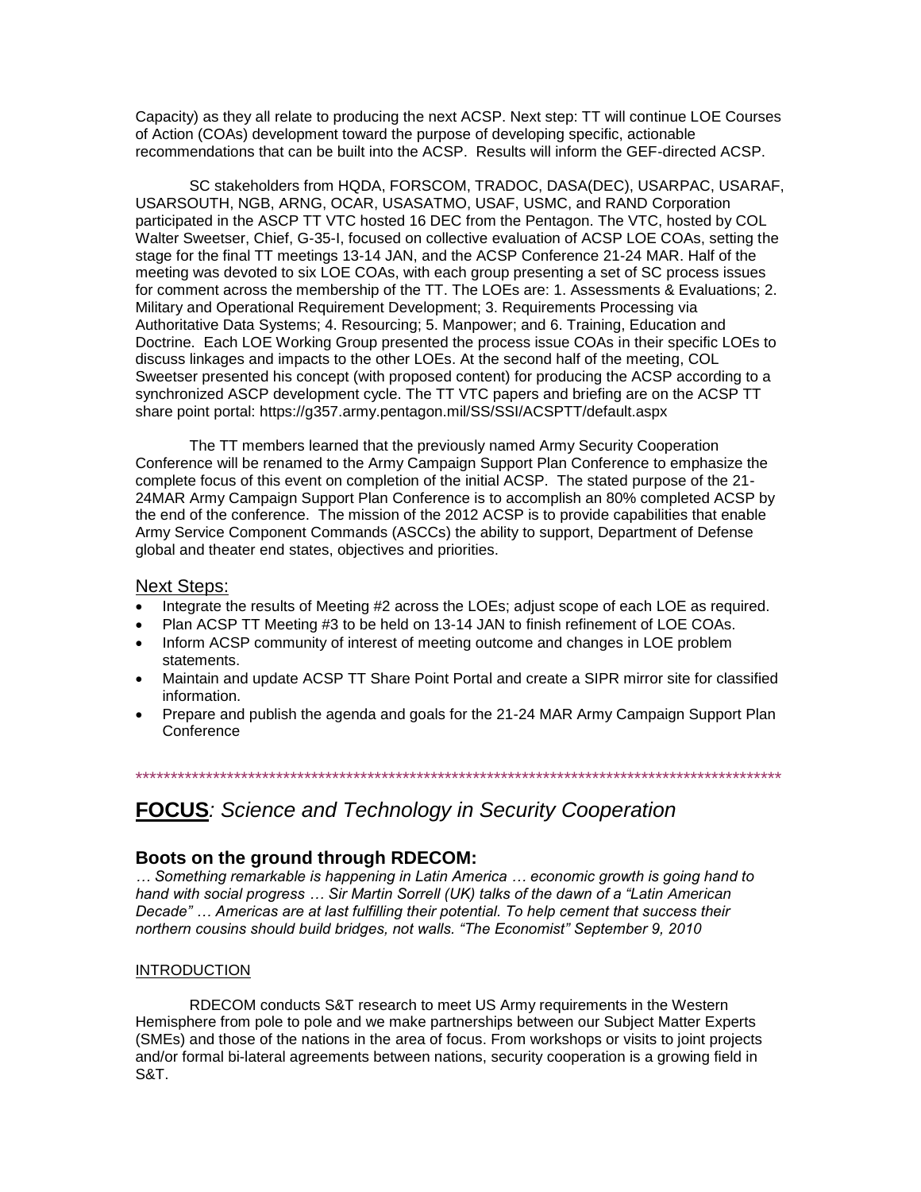Capacity) as they all relate to producing the next ACSP. Next step: TT will continue LOE Courses of Action (COAs) development toward the purpose of developing specific, actionable recommendations that can be built into the ACSP. Results will inform the GEF-directed ACSP.

SC stakeholders from HQDA, FORSCOM, TRADOC, DASA(DEC), USARPAC, USARAF, USARSOUTH, NGB, ARNG, OCAR, USASATMO, USAF, USMC, and RAND Corporation participated in the ASCP TT VTC hosted 16 DEC from the Pentagon. The VTC, hosted by COL Walter Sweetser, Chief, G-35-I, focused on collective evaluation of ACSP LOE COAs, setting the stage for the final TT meetings 13-14 JAN, and the ACSP Conference 21-24 MAR. Half of the meeting was devoted to six LOE COAs, with each group presenting a set of SC process issues for comment across the membership of the TT. The LOEs are: 1. Assessments & Evaluations; 2. Military and Operational Requirement Development; 3. Requirements Processing via Authoritative Data Systems; 4. Resourcing; 5. Manpower; and 6. Training, Education and Doctrine. Each LOE Working Group presented the process issue COAs in their specific LOEs to discuss linkages and impacts to the other LOEs. At the second half of the meeting, COL Sweetser presented his concept (with proposed content) for producing the ACSP according to a synchronized ASCP development cycle. The TT VTC papers and briefing are on the ACSP TT share point portal: https://g357.army.pentagon.mil/SS/SSI/ACSPTT/default.aspx

The TT members learned that the previously named Army Security Cooperation Conference will be renamed to the Army Campaign Support Plan Conference to emphasize the complete focus of this event on completion of the initial ACSP. The stated purpose of the 21-24MAR Army Campaign Support Plan Conference is to accomplish an 80% completed ACSP by the end of the conference. The mission of the 2012 ACSP is to provide capabilities that enable Army Service Component Commands (ASCCs) the ability to support, Department of Defense global and theater end states, objectives and priorities.

Next Steps:

- Integrate the results of Meeting #2 across the LOEs; adjust scope of each LOE as required.
- Plan ACSP TT Meeting #3 to be held on 13-14 JAN to finish refinement of LOE COAs.
- Inform ACSP community of interest of meeting outcome and changes in LOE problem statements.
- Maintain and update ACSP TT Share Point Portal and create a SIPR mirror site for classified information.
- Prepare and publish the agenda and goals for the 21-24 MAR Army Campaign Support Plan Conference

***********************************************************************************************

## **FOCUS**: *Science and Technology in Security Cooperation*

### Boots on the ground through RDECOM:

*… Something remarkable is happening in Latin America … economic growth is going hand to hand with social progress … Sir Martin Sorrell (UK) talks of the dawn of a "Latin American Decade" … Americas are at last fulfilling their potential. To help cement that success their northern cousins should build bridges, not walls. "The Economist" September 9, 2010*

INTRODUCTION

RDECOM conducts S&T research to meet US Army requirements in the Western Hemisphere from pole to pole and we make partnerships between our Subject Matter Experts (SMEs) and those of the nations in the area of focus. From workshops or visits to joint projects and/or formal bi-lateral agreements between nations, security cooperation is a growing field in S&T.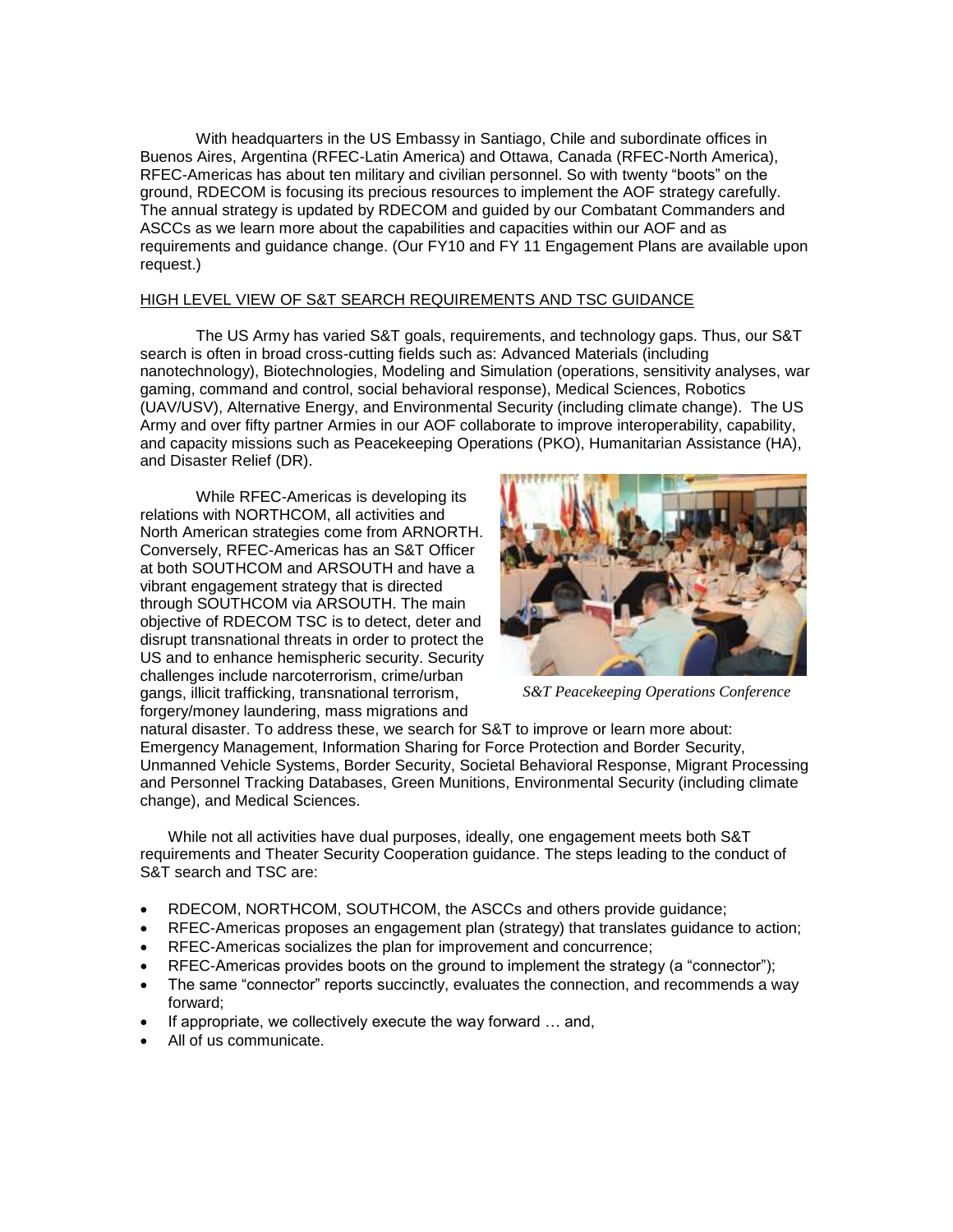With headquarters in the US Embassy in Santiago, Chile and subordinate offices in Buenos Aires, Argentina (RFEC-Latin America) and Ottawa, Canada (RFEC-North America), RFEC-Americas has about ten military and civilian personnel. So with twenty "boots" on the ground, RDECOM is focusing its precious resources to implement the AOF strategy carefully. The annual strategy is updated by RDECOM and guided by our Combatant Commanders and ASCCs as we learn more about the capabilities and capacities within our AOF and as requirements and guidance change. (Our FY10 and FY 11 Engagement Plans are available upon request.)

## HIGH LEVEL VIEW OF S&T SEARCH REQUIREMENTS AND TSC GUIDANCE

The US Army has varied S&T goals, requirements, and technology gaps. Thus, our S&T search is often in broad cross-cutting fields such as: Advanced Materials (including nanotechnology), Biotechnologies, Modeling and Simulation (operations, sensitivity analyses, war gaming, command and control, social behavioral response), Medical Sciences, Robotics (UAV/USV), Alternative Energy, and Environmental Security (including climate change). The US Army and over fifty partner Armies in our AOF collaborate to improve interoperability, capability, and capacity missions such as Peacekeeping Operations (PKO), Humanitarian Assistance (HA), and Disaster Relief (DR).

While RFEC-Americas is developing its relations with NORTHCOM, all activities and North American strategies come from ARNORTH. Conversely, RFEC-Americas has an S&T Officer at both SOUTHCOM and ARSOUTH and have a vibrant engagement strategy that is directed through SOUTHCOM via ARSOUTH. The main objective of RDECOM TSC is to detect, deter and disrupt transnational threats in order to protect the US and to enhance hemispheric security. Security challenges include narcoterrorism, crime/urban gangs, illicit trafficking, transnational terrorism, forgery/money laundering, mass migrations and natural disaster. To address these, we search for S&T to improve or learn more about: Emergency Management, Information Sharing for Force Protection and Border Security, Unmanned Vehicle Systems, Border Security, Societal Behavioral Response, Migrant Processing and Personnel Tracking Databases, Green Munitions, Environmental Security (including climate change), and Medical Sciences.

*S&T Peacekeeping Operations Conference*

While not all activities have dual purposes, ideally, one engagement meets both S&T requirements and Theater Security Cooperation guidance. The steps leading to the conduct of S&T search and TSC are:

- RDECOM, NORTHCOM, SOUTHCOM, the ASCCs and others provide guidance;
- RFEC-Americas proposes an engagement plan (strategy) that translates guidance to action;
- RFEC-Americas socializes the plan for improvement and concurrence;
- RFEC-Americas provides boots on the ground to implement the strategy (a "connector");
- The same "connector" reports succinctly, evaluates the connection, and recommends a way forward;
- If appropriate, we collectively execute the way forward … and,
- All of us communicate.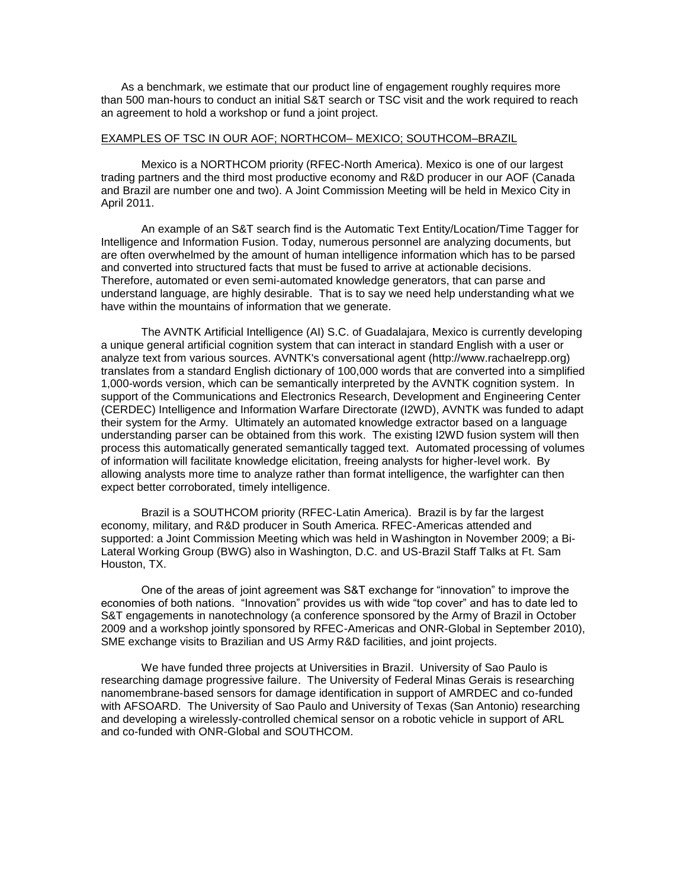As a benchmark, we estimate that our product line of engagement roughly requires more than 500 man-hours to conduct an initial S&T search or TSC visit and the work required to reach an agreement to hold a workshop or fund a joint project.

EXAMPLES OF TSC IN OUR AOF; NORTHCOM– MEXICO; SOUTHCOM–BRAZIL

Mexico is a NORTHCOM priority (RFEC-North America). Mexico is one of our largest trading partners and the third most productive economy and R&D producer in our AOF (Canada and Brazil are number one and two). A Joint Commission Meeting will be held in Mexico City in April 2011.

An example of an S&T search find is the Automatic Text Entity/Location/Time Tagger for Intelligence and Information Fusion. Today, numerous personnel are analyzing documents, but are often overwhelmed by the amount of human intelligence information which has to be parsed and converted into structured facts that must be fused to arrive at actionable decisions. Therefore, automated or even semi-automated knowledge generators, that can parse and understand language, are highly desirable. That is to say we need help understanding what we have within the mountains of information that we generate.

The AVNTK Artificial Intelligence (AI) S.C. of Guadalajara, Mexico is currently developing a unique general artificial cognition system that can interact in standard English with a user or analyze text from various sources. AVNTK's conversational agent (http://www.rachaelrepp.org) translates from a standard English dictionary of 100,000 words that are converted into a simplified 1,000-words version, which can be semantically interpreted by the AVNTK cognition system. In support of the Communications and Electronics Research, Development and Engineering Center (CERDEC) Intelligence and Information Warfare Directorate (I2WD), AVNTK was funded to adapt their system for the Army. Ultimately an automated knowledge extractor based on a language understanding parser can be obtained from this work. The existing I2WD fusion system will then process this automatically generated semantically tagged text. Automated processing of volumes of information will facilitate knowledge elicitation, freeing analysts for higher-level work. By allowing analysts more time to analyze rather than format intelligence, the warfighter can then expect better corroborated, timely intelligence.

Brazil is a SOUTHCOM priority (RFEC-Latin America). Brazil is by far the largest economy, military, and R&D producer in South America. RFEC-Americas attended and supported: a Joint Commission Meeting which was held in Washington in November 2009; a Bi-Lateral Working Group (BWG) also in Washington, D.C. and US-Brazil Staff Talks at Ft. Sam Houston, TX.

One of the areas of joint agreement was S&T exchange for "innovation" to improve the economies of both nations. "Innovation" provides us with wide "top cover" and has to date led to S&T engagements in nanotechnology (a conference sponsored by the Army of Brazil in October 2009 and a workshop jointly sponsored by RFEC-Americas and ONR-Global in September 2010), SME exchange visits to Brazilian and US Army R&D facilities, and joint projects.

We have funded three projects at Universities in Brazil. University of Sao Paulo is researching damage progressive failure. The University of Federal Minas Gerais is researching nanomembrane-based sensors for damage identification in support of AMRDEC and co-funded with AFSOARD. The University of Sao Paulo and University of Texas (San Antonio) researching and developing a wirelessly-controlled chemical sensor on a robotic vehicle in support of ARL and co-funded with ONR-Global and SOUTHCOM.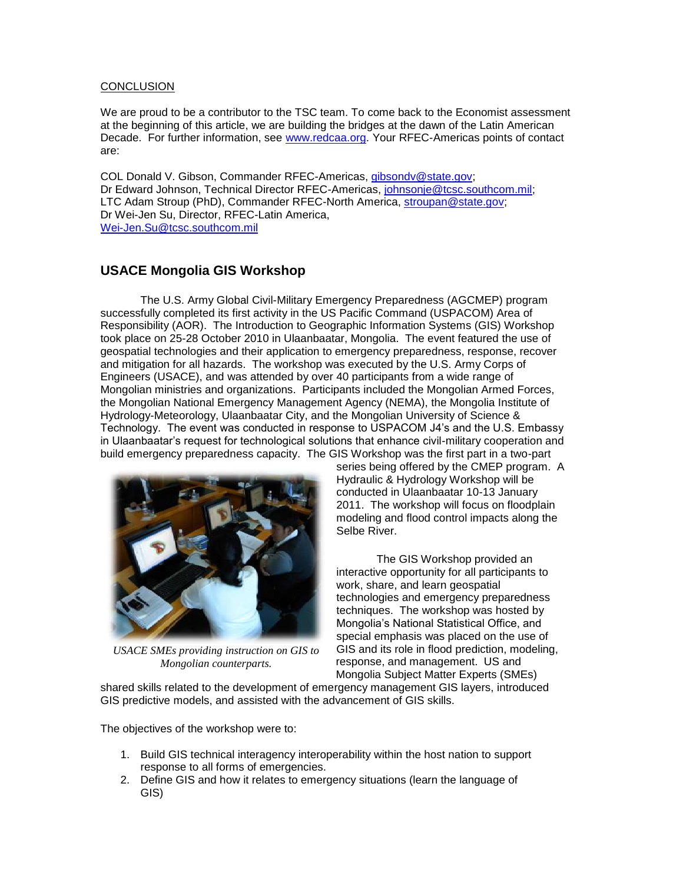CONCLUSION

We are proud to be a contributor to the TSC team. To come back to the Economist assessment at the beginning of this article, we are building the bridges at the dawn of the Latin American Decade. For further information, see www.redcaa.org. Your RFEC-Americas points of contact are:

COL Donald V. Gibson, Commander RFEC-Americas, gibsondv@state.gov;
Dr Edward Johnson, Technical Director RFEC-Americas, johnsonje@tcsc.southcom.mil;
LTC Adam Stroup (PhD), Commander RFEC-North America, stroupan@state.gov;
Dr Wei-Jen Su, Director, RFEC-Latin America,
Wei-Jen.Su@tcsc.southcom.mil

## USACE Mongolia GIS Workshop

The U.S. Army Global Civil-Military Emergency Preparedness (AGCMEP) program successfully completed its first activity in the US Pacific Command (USPACOM) Area of Responsibility (AOR). The Introduction to Geographic Information Systems (GIS) Workshop took place on 25-28 October 2010 in Ulaanbaatar, Mongolia. The event featured the use of geospatial technologies and their application to emergency preparedness, response, recover and mitigation for all hazards. The workshop was executed by the U.S. Army Corps of Engineers (USACE), and was attended by over 40 participants from a wide range of Mongolian ministries and organizations. Participants included the Mongolian Armed Forces, the Mongolian National Emergency Management Agency (NEMA), the Mongolia Institute of Hydrology-Meteorology, Ulaanbaatar City, and the Mongolian University of Science & Technology. The event was conducted in response to USPACOM J4's and the U.S. Embassy in Ulaanbaatar's request for technological solutions that enhance civil-military cooperation and build emergency preparedness capacity. The GIS Workshop was the first part in a two-part series being offered by the CMEP program. A Hydraulic & Hydrology Workshop will be conducted in Ulaanbaatar 10-13 January 2011. The workshop will focus on floodplain modeling and flood control impacts along the Selbe River.

*USACE SMEs providing instruction on GIS to Mongolian counterparts.*

The GIS Workshop provided an interactive opportunity for all participants to work, share, and learn geospatial technologies and emergency preparedness techniques. The workshop was hosted by Mongolia's National Statistical Office, and special emphasis was placed on the use of GIS and its role in flood prediction, modeling, response, and management. US and Mongolia Subject Matter Experts (SMEs) shared skills related to the development of emergency management GIS layers, introduced GIS predictive models, and assisted with the advancement of GIS skills.

The objectives of the workshop were to:

1. Build GIS technical interagency interoperability within the host nation to support response to all forms of emergencies.
2. Define GIS and how it relates to emergency situations (learn the language of GIS)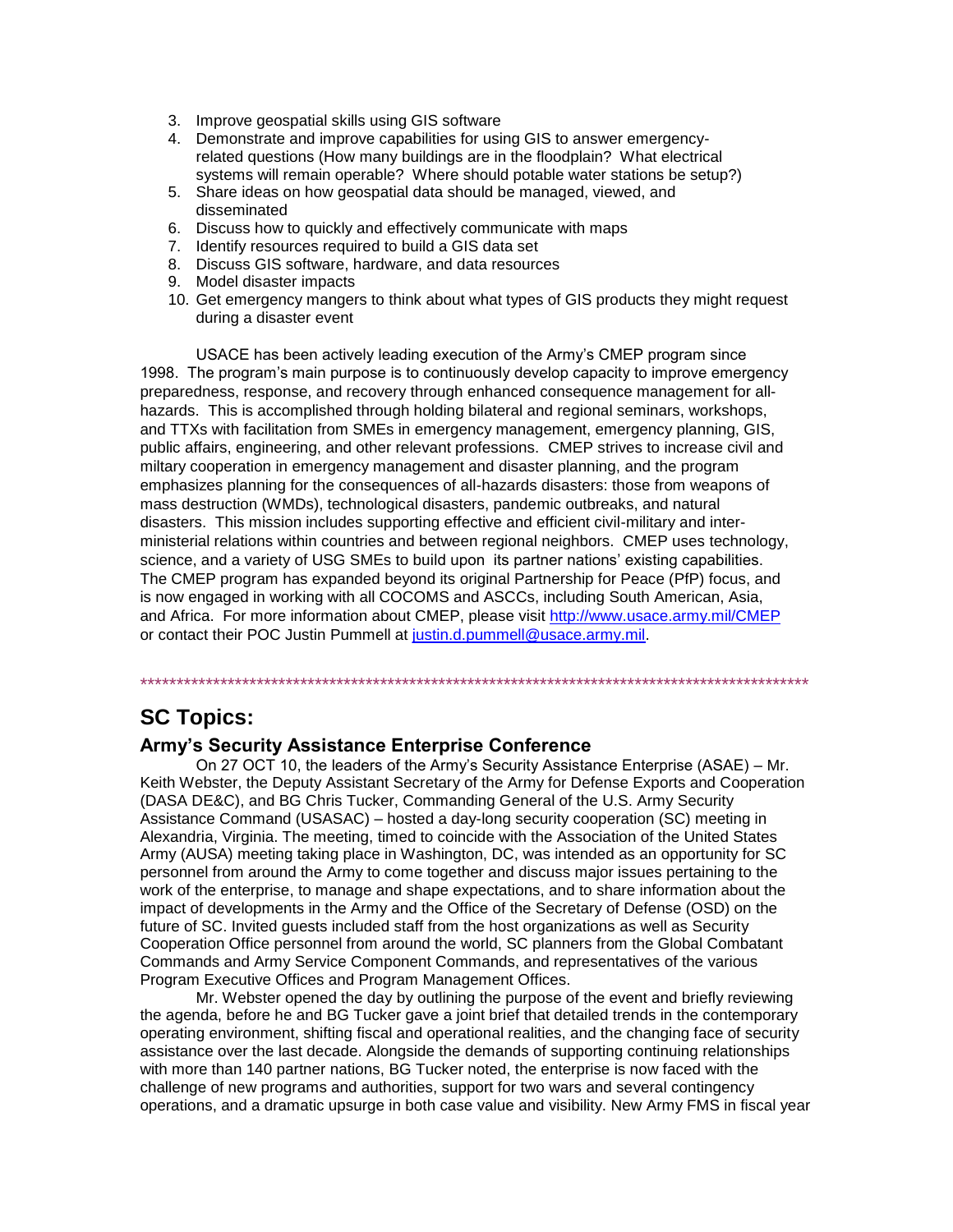3. Improve geospatial skills using GIS software
4. Demonstrate and improve capabilities for using GIS to answer emergency-related questions (How many buildings are in the floodplain? What electrical systems will remain operable? Where should potable water stations be setup?)
5. Share ideas on how geospatial data should be managed, viewed, and disseminated
6. Discuss how to quickly and effectively communicate with maps
7. Identify resources required to build a GIS data set
8. Discuss GIS software, hardware, and data resources
9. Model disaster impacts
10. Get emergency mangers to think about what types of GIS products they might request during a disaster event

USACE has been actively leading execution of the Army's CMEP program since 1998. The program's main purpose is to continuously develop capacity to improve emergency preparedness, response, and recovery through enhanced consequence management for all-hazards. This is accomplished through holding bilateral and regional seminars, workshops, and TTXs with facilitation from SMEs in emergency management, emergency planning, GIS, public affairs, engineering, and other relevant professions. CMEP strives to increase civil and miltary cooperation in emergency management and disaster planning, and the program emphasizes planning for the consequences of all-hazards disasters: those from weapons of mass destruction (WMDs), technological disasters, pandemic outbreaks, and natural disasters. This mission includes supporting effective and efficient civil-military and inter-ministerial relations within countries and between regional neighbors. CMEP uses technology, science, and a variety of USG SMEs to build upon its partner nations' existing capabilities. The CMEP program has expanded beyond its original Partnership for Peace (PfP) focus, and is now engaged in working with all COCOMS and ASCCs, including South American, Asia, and Africa. For more information about CMEP, please visit http://www.usace.army.mil/CMEP or contact their POC Justin Pummell at justin.d.pummell@usace.army.mil.

***************************************************************************************************

## SC Topics:

### Army's Security Assistance Enterprise Conference

On 27 OCT 10, the leaders of the Army's Security Assistance Enterprise (ASAE) – Mr. Keith Webster, the Deputy Assistant Secretary of the Army for Defense Exports and Cooperation (DASA DE&C), and BG Chris Tucker, Commanding General of the U.S. Army Security Assistance Command (USASAC) – hosted a day-long security cooperation (SC) meeting in Alexandria, Virginia. The meeting, timed to coincide with the Association of the United States Army (AUSA) meeting taking place in Washington, DC, was intended as an opportunity for SC personnel from around the Army to come together and discuss major issues pertaining to the work of the enterprise, to manage and shape expectations, and to share information about the impact of developments in the Army and the Office of the Secretary of Defense (OSD) on the future of SC. Invited guests included staff from the host organizations as well as Security Cooperation Office personnel from around the world, SC planners from the Global Combatant Commands and Army Service Component Commands, and representatives of the various Program Executive Offices and Program Management Offices.

Mr. Webster opened the day by outlining the purpose of the event and briefly reviewing the agenda, before he and BG Tucker gave a joint brief that detailed trends in the contemporary operating environment, shifting fiscal and operational realities, and the changing face of security assistance over the last decade. Alongside the demands of supporting continuing relationships with more than 140 partner nations, BG Tucker noted, the enterprise is now faced with the challenge of new programs and authorities, support for two wars and several contingency operations, and a dramatic upsurge in both case value and visibility. New Army FMS in fiscal year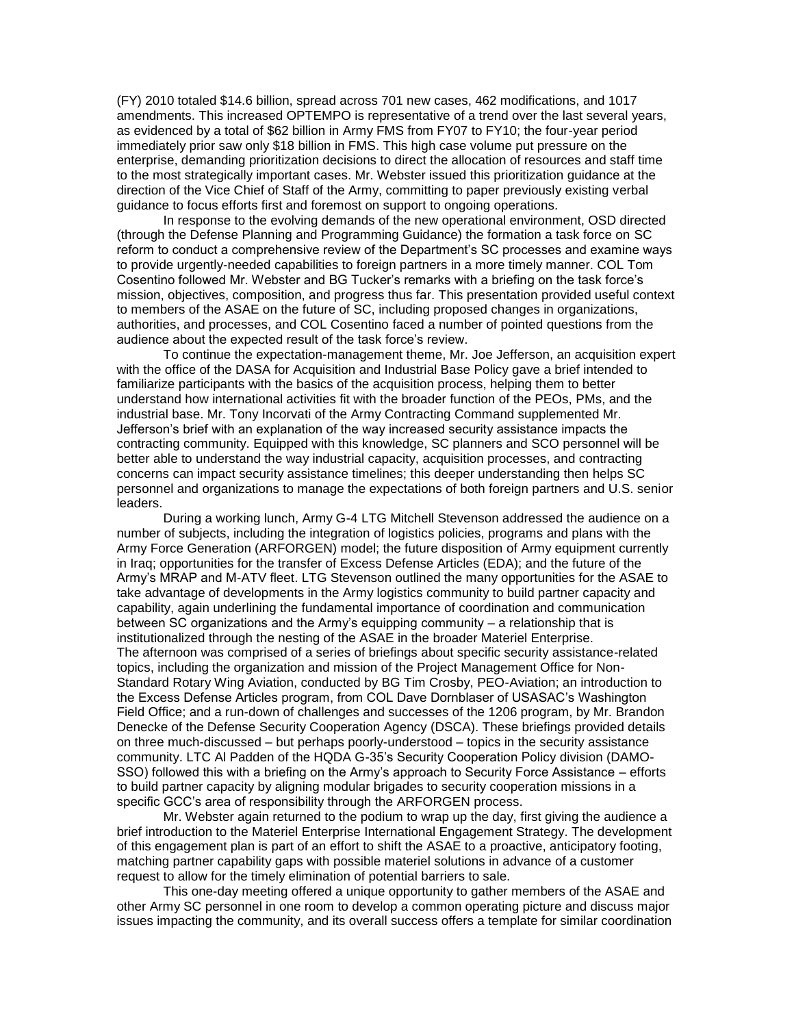(FY) 2010 totaled $14.6 billion, spread across 701 new cases, 462 modifications, and 1017 amendments. This increased OPTEMPO is representative of a trend over the last several years, as evidenced by a total of $62 billion in Army FMS from FY07 to FY10; the four-year period immediately prior saw only $18 billion in FMS. This high case volume put pressure on the enterprise, demanding prioritization decisions to direct the allocation of resources and staff time to the most strategically important cases. Mr. Webster issued this prioritization guidance at the direction of the Vice Chief of Staff of the Army, committing to paper previously existing verbal guidance to focus efforts first and foremost on support to ongoing operations.

In response to the evolving demands of the new operational environment, OSD directed (through the Defense Planning and Programming Guidance) the formation a task force on SC reform to conduct a comprehensive review of the Department's SC processes and examine ways to provide urgently-needed capabilities to foreign partners in a more timely manner. COL Tom Cosentino followed Mr. Webster and BG Tucker's remarks with a briefing on the task force's mission, objectives, composition, and progress thus far. This presentation provided useful context to members of the ASAE on the future of SC, including proposed changes in organizations, authorities, and processes, and COL Cosentino faced a number of pointed questions from the audience about the expected result of the task force's review.

To continue the expectation-management theme, Mr. Joe Jefferson, an acquisition expert with the office of the DASA for Acquisition and Industrial Base Policy gave a brief intended to familiarize participants with the basics of the acquisition process, helping them to better understand how international activities fit with the broader function of the PEOs, PMs, and the industrial base. Mr. Tony Incorvati of the Army Contracting Command supplemented Mr. Jefferson's brief with an explanation of the way increased security assistance impacts the contracting community. Equipped with this knowledge, SC planners and SCO personnel will be better able to understand the way industrial capacity, acquisition processes, and contracting concerns can impact security assistance timelines; this deeper understanding then helps SC personnel and organizations to manage the expectations of both foreign partners and U.S. senior leaders.

During a working lunch, Army G-4 LTG Mitchell Stevenson addressed the audience on a number of subjects, including the integration of logistics policies, programs and plans with the Army Force Generation (ARFORGEN) model; the future disposition of Army equipment currently in Iraq; opportunities for the transfer of Excess Defense Articles (EDA); and the future of the Army's MRAP and M-ATV fleet. LTG Stevenson outlined the many opportunities for the ASAE to take advantage of developments in the Army logistics community to build partner capacity and capability, again underlining the fundamental importance of coordination and communication between SC organizations and the Army's equipping community – a relationship that is institutionalized through the nesting of the ASAE in the broader Materiel Enterprise.

The afternoon was comprised of a series of briefings about specific security assistance-related topics, including the organization and mission of the Project Management Office for Non-Standard Rotary Wing Aviation, conducted by BG Tim Crosby, PEO-Aviation; an introduction to the Excess Defense Articles program, from COL Dave Dornblaser of USASAC's Washington Field Office; and a run-down of challenges and successes of the 1206 program, by Mr. Brandon Denecke of the Defense Security Cooperation Agency (DSCA). These briefings provided details on three much-discussed – but perhaps poorly-understood – topics in the security assistance community. LTC Al Padden of the HQDA G-35's Security Cooperation Policy division (DAMO-SSO) followed this with a briefing on the Army's approach to Security Force Assistance – efforts to build partner capacity by aligning modular brigades to security cooperation missions in a specific GCC's area of responsibility through the ARFORGEN process.

Mr. Webster again returned to the podium to wrap up the day, first giving the audience a brief introduction to the Materiel Enterprise International Engagement Strategy. The development of this engagement plan is part of an effort to shift the ASAE to a proactive, anticipatory footing, matching partner capability gaps with possible materiel solutions in advance of a customer request to allow for the timely elimination of potential barriers to sale.

This one-day meeting offered a unique opportunity to gather members of the ASAE and other Army SC personnel in one room to develop a common operating picture and discuss major issues impacting the community, and its overall success offers a template for similar coordination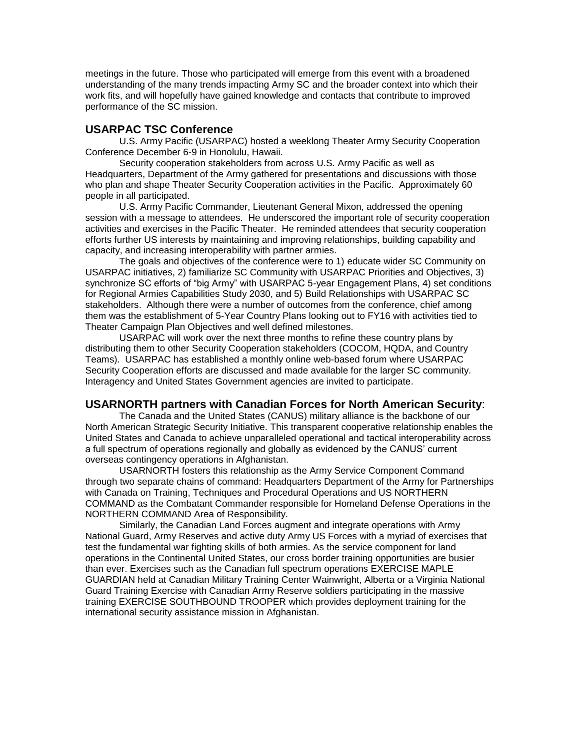meetings in the future. Those who participated will emerge from this event with a broadened understanding of the many trends impacting Army SC and the broader context into which their work fits, and will hopefully have gained knowledge and contacts that contribute to improved performance of the SC mission.

## USARPAC TSC Conference

U.S. Army Pacific (USARPAC) hosted a weeklong Theater Army Security Cooperation Conference December 6-9 in Honolulu, Hawaii.

Security cooperation stakeholders from across U.S. Army Pacific as well as Headquarters, Department of the Army gathered for presentations and discussions with those who plan and shape Theater Security Cooperation activities in the Pacific. Approximately 60 people in all participated.

U.S. Army Pacific Commander, Lieutenant General Mixon, addressed the opening session with a message to attendees. He underscored the important role of security cooperation activities and exercises in the Pacific Theater. He reminded attendees that security cooperation efforts further US interests by maintaining and improving relationships, building capability and capacity, and increasing interoperability with partner armies.

The goals and objectives of the conference were to 1) educate wider SC Community on USARPAC initiatives, 2) familiarize SC Community with USARPAC Priorities and Objectives, 3) synchronize SC efforts of "big Army" with USARPAC 5-year Engagement Plans, 4) set conditions for Regional Armies Capabilities Study 2030, and 5) Build Relationships with USARPAC SC stakeholders. Although there were a number of outcomes from the conference, chief among them was the establishment of 5-Year Country Plans looking out to FY16 with activities tied to Theater Campaign Plan Objectives and well defined milestones.

USARPAC will work over the next three months to refine these country plans by distributing them to other Security Cooperation stakeholders (COCOM, HQDA, and Country Teams). USARPAC has established a monthly online web-based forum where USARPAC Security Cooperation efforts are discussed and made available for the larger SC community. Interagency and United States Government agencies are invited to participate.

## USARNORTH partners with Canadian Forces for North American Security:

The Canada and the United States (CANUS) military alliance is the backbone of our North American Strategic Security Initiative. This transparent cooperative relationship enables the United States and Canada to achieve unparalleled operational and tactical interoperability across a full spectrum of operations regionally and globally as evidenced by the CANUS' current overseas contingency operations in Afghanistan.

USARNORTH fosters this relationship as the Army Service Component Command through two separate chains of command: Headquarters Department of the Army for Partnerships with Canada on Training, Techniques and Procedural Operations and US NORTHERN COMMAND as the Combatant Commander responsible for Homeland Defense Operations in the NORTHERN COMMAND Area of Responsibility.

Similarly, the Canadian Land Forces augment and integrate operations with Army National Guard, Army Reserves and active duty Army US Forces with a myriad of exercises that test the fundamental war fighting skills of both armies. As the service component for land operations in the Continental United States, our cross border training opportunities are busier than ever. Exercises such as the Canadian full spectrum operations EXERCISE MAPLE GUARDIAN held at Canadian Military Training Center Wainwright, Alberta or a Virginia National Guard Training Exercise with Canadian Army Reserve soldiers participating in the massive training EXERCISE SOUTHBOUND TROOPER which provides deployment training for the international security assistance mission in Afghanistan.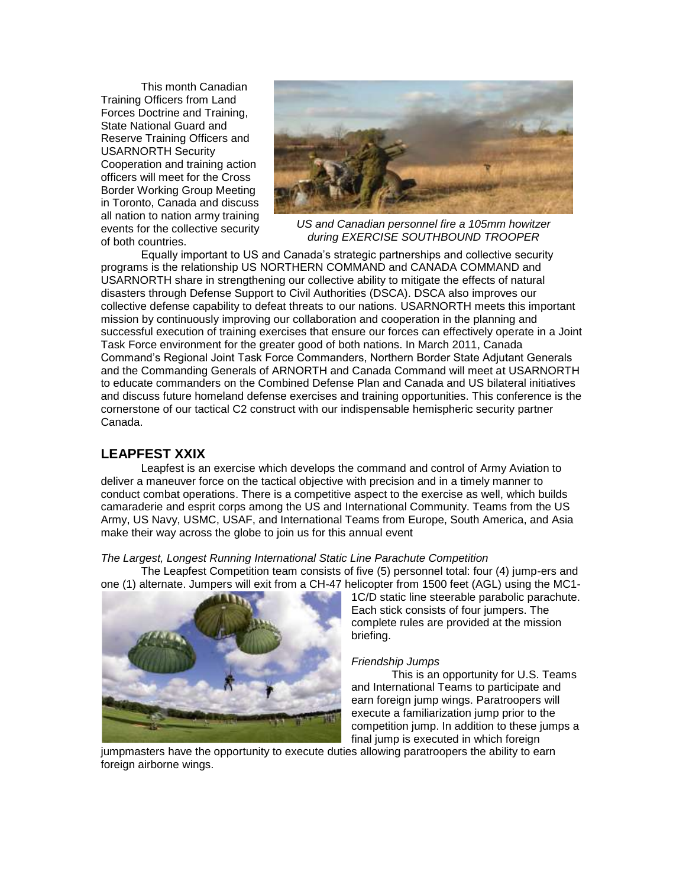This month Canadian Training Officers from Land Forces Doctrine and Training, State National Guard and Reserve Training Officers and USARNORTH Security Cooperation and training action officers will meet for the Cross Border Working Group Meeting in Toronto, Canada and discuss all nation to nation army training events for the collective security of both countries.

*US and Canadian personnel fire a 105mm howitzer during EXERCISE SOUTHBOUND TROOPER*

Equally important to US and Canada's strategic partnerships and collective security programs is the relationship US NORTHERN COMMAND and CANADA COMMAND and USARNORTH share in strengthening our collective ability to mitigate the effects of natural disasters through Defense Support to Civil Authorities (DSCA). DSCA also improves our collective defense capability to defeat threats to our nations. USARNORTH meets this important mission by continuously improving our collaboration and cooperation in the planning and successful execution of training exercises that ensure our forces can effectively operate in a Joint Task Force environment for the greater good of both nations. In March 2011, Canada Command's Regional Joint Task Force Commanders, Northern Border State Adjutant Generals and the Commanding Generals of ARNORTH and Canada Command will meet at USARNORTH to educate commanders on the Combined Defense Plan and Canada and US bilateral initiatives and discuss future homeland defense exercises and training opportunities. This conference is the cornerstone of our tactical C2 construct with our indispensable hemispheric security partner Canada.

## LEAPFEST XXIX

Leapfest is an exercise which develops the command and control of Army Aviation to deliver a maneuver force on the tactical objective with precision and in a timely manner to conduct combat operations. There is a competitive aspect to the exercise as well, which builds camaraderie and esprit corps among the US and International Community. Teams from the US Army, US Navy, USMC, USAF, and International Teams from Europe, South America, and Asia make their way across the globe to join us for this annual event

*The Largest, Longest Running International Static Line Parachute Competition*

The Leapfest Competition team consists of five (5) personnel total: four (4) jump-ers and one (1) alternate. Jumpers will exit from a CH-47 helicopter from 1500 feet (AGL) using the MC1-1C/D static line steerable parabolic parachute. Each stick consists of four jumpers. The complete rules are provided at the mission briefing.

*Friendship Jumps*

This is an opportunity for U.S. Teams and International Teams to participate and earn foreign jump wings. Paratroopers will execute a familiarization jump prior to the competition jump. In addition to these jumps a final jump is executed in which foreign jumpmasters have the opportunity to execute duties allowing paratroopers the ability to earn foreign airborne wings.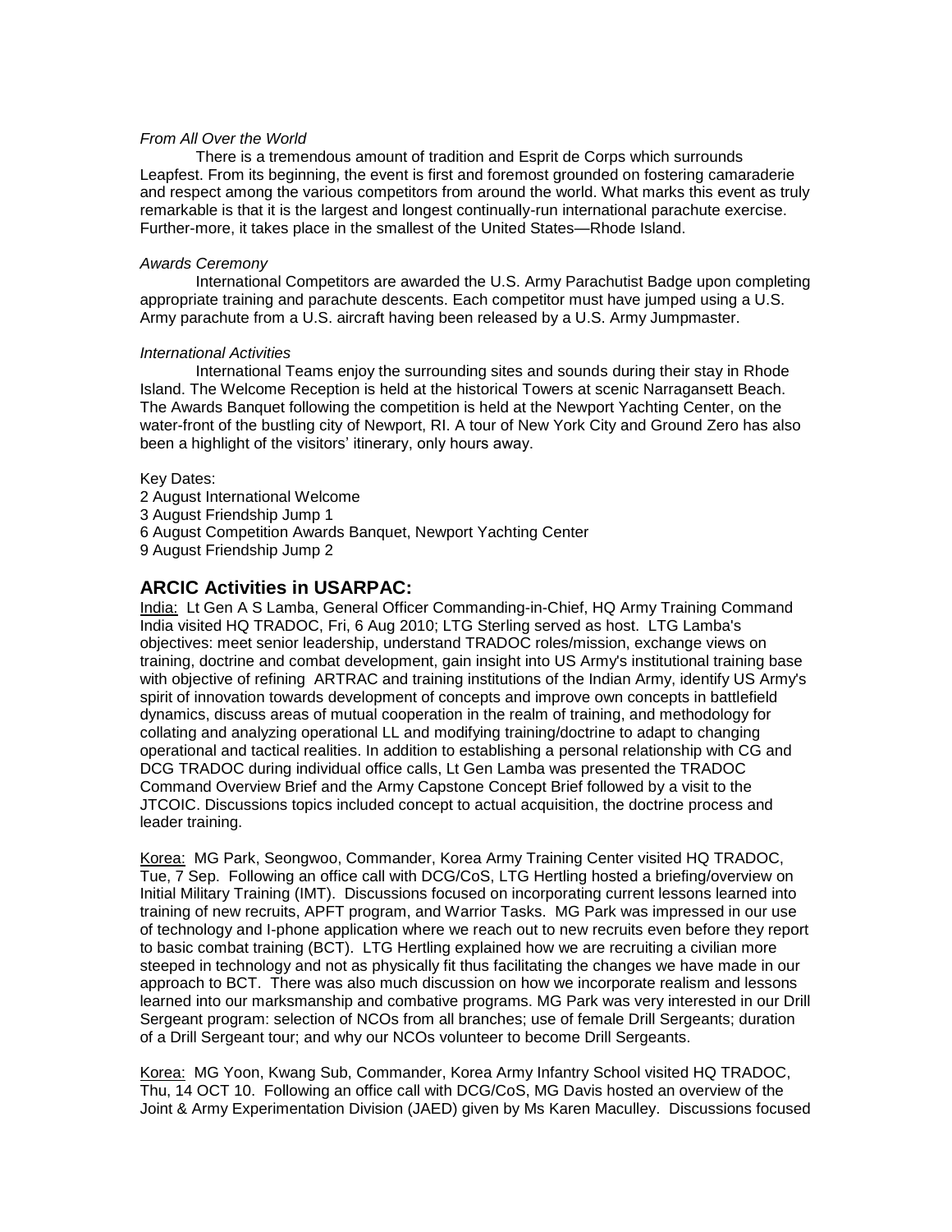*From All Over the World*

There is a tremendous amount of tradition and Esprit de Corps which surrounds Leapfest. From its beginning, the event is first and foremost grounded on fostering camaraderie and respect among the various competitors from around the world. What marks this event as truly remarkable is that it is the largest and longest continually-run international parachute exercise. Further-more, it takes place in the smallest of the United States—Rhode Island.

*Awards Ceremony*

International Competitors are awarded the U.S. Army Parachutist Badge upon completing appropriate training and parachute descents. Each competitor must have jumped using a U.S. Army parachute from a U.S. aircraft having been released by a U.S. Army Jumpmaster.

*International Activities*

International Teams enjoy the surrounding sites and sounds during their stay in Rhode Island. The Welcome Reception is held at the historical Towers at scenic Narragansett Beach. The Awards Banquet following the competition is held at the Newport Yachting Center, on the water-front of the bustling city of Newport, RI. A tour of New York City and Ground Zero has also been a highlight of the visitors' itinerary, only hours away.

Key Dates:
2 August International Welcome
3 August Friendship Jump 1
6 August Competition Awards Banquet, Newport Yachting Center
9 August Friendship Jump 2

## ARCIC Activities in USARPAC:

India: Lt Gen A S Lamba, General Officer Commanding-in-Chief, HQ Army Training Command India visited HQ TRADOC, Fri, 6 Aug 2010; LTG Sterling served as host. LTG Lamba's objectives: meet senior leadership, understand TRADOC roles/mission, exchange views on training, doctrine and combat development, gain insight into US Army's institutional training base with objective of refining ARTRAC and training institutions of the Indian Army, identify US Army's spirit of innovation towards development of concepts and improve own concepts in battlefield dynamics, discuss areas of mutual cooperation in the realm of training, and methodology for collating and analyzing operational LL and modifying training/doctrine to adapt to changing operational and tactical realities. In addition to establishing a personal relationship with CG and DCG TRADOC during individual office calls, Lt Gen Lamba was presented the TRADOC Command Overview Brief and the Army Capstone Concept Brief followed by a visit to the JTCOIC. Discussions topics included concept to actual acquisition, the doctrine process and leader training.

Korea: MG Park, Seongwoo, Commander, Korea Army Training Center visited HQ TRADOC, Tue, 7 Sep. Following an office call with DCG/CoS, LTG Hertling hosted a briefing/overview on Initial Military Training (IMT). Discussions focused on incorporating current lessons learned into training of new recruits, APFT program, and Warrior Tasks. MG Park was impressed in our use of technology and I-phone application where we reach out to new recruits even before they report to basic combat training (BCT). LTG Hertling explained how we are recruiting a civilian more steeped in technology and not as physically fit thus facilitating the changes we have made in our approach to BCT. There was also much discussion on how we incorporate realism and lessons learned into our marksmanship and combative programs. MG Park was very interested in our Drill Sergeant program: selection of NCOs from all branches; use of female Drill Sergeants; duration of a Drill Sergeant tour; and why our NCOs volunteer to become Drill Sergeants.

Korea: MG Yoon, Kwang Sub, Commander, Korea Army Infantry School visited HQ TRADOC, Thu, 14 OCT 10. Following an office call with DCG/CoS, MG Davis hosted an overview of the Joint & Army Experimentation Division (JAED) given by Ms Karen Maculley. Discussions focused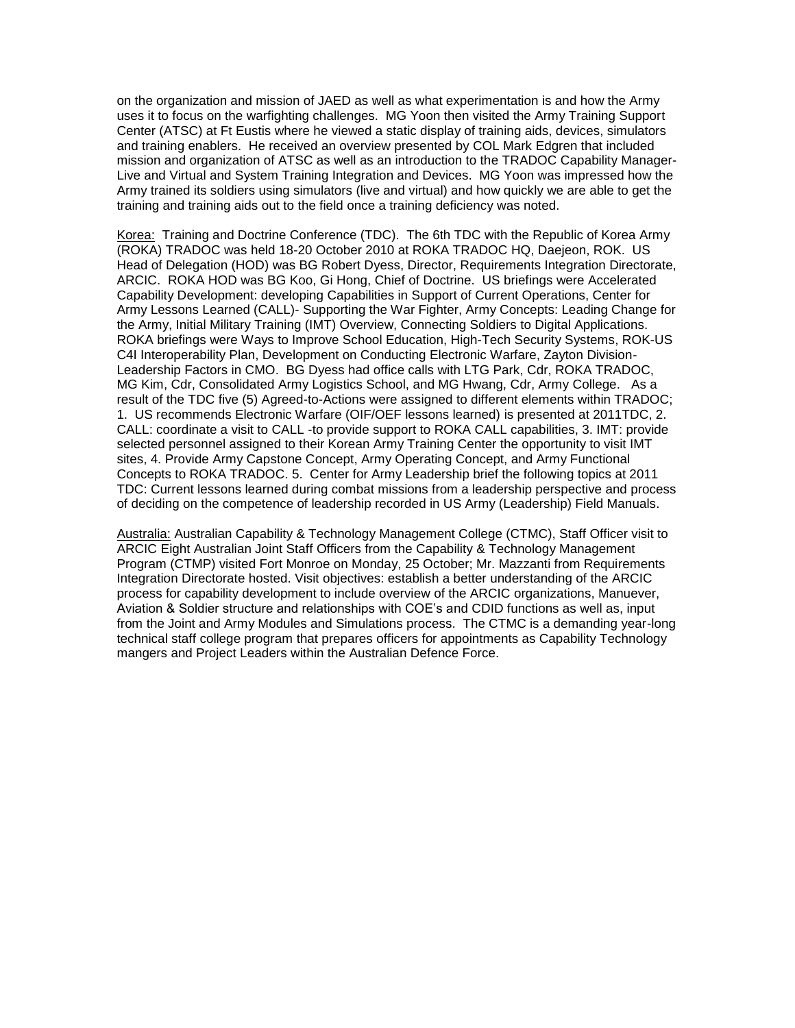on the organization and mission of JAED as well as what experimentation is and how the Army uses it to focus on the warfighting challenges. MG Yoon then visited the Army Training Support Center (ATSC) at Ft Eustis where he viewed a static display of training aids, devices, simulators and training enablers. He received an overview presented by COL Mark Edgren that included mission and organization of ATSC as well as an introduction to the TRADOC Capability Manager-Live and Virtual and System Training Integration and Devices. MG Yoon was impressed how the Army trained its soldiers using simulators (live and virtual) and how quickly we are able to get the training and training aids out to the field once a training deficiency was noted.

Korea: Training and Doctrine Conference (TDC). The 6th TDC with the Republic of Korea Army (ROKA) TRADOC was held 18-20 October 2010 at ROKA TRADOC HQ, Daejeon, ROK. US Head of Delegation (HOD) was BG Robert Dyess, Director, Requirements Integration Directorate, ARCIC. ROKA HOD was BG Koo, Gi Hong, Chief of Doctrine. US briefings were Accelerated Capability Development: developing Capabilities in Support of Current Operations, Center for Army Lessons Learned (CALL)- Supporting the War Fighter, Army Concepts: Leading Change for the Army, Initial Military Training (IMT) Overview, Connecting Soldiers to Digital Applications. ROKA briefings were Ways to Improve School Education, High-Tech Security Systems, ROK-US C4I Interoperability Plan, Development on Conducting Electronic Warfare, Zayton Division-Leadership Factors in CMO. BG Dyess had office calls with LTG Park, Cdr, ROKA TRADOC, MG Kim, Cdr, Consolidated Army Logistics School, and MG Hwang, Cdr, Army College. As a result of the TDC five (5) Agreed-to-Actions were assigned to different elements within TRADOC; 1. US recommends Electronic Warfare (OIF/OEF lessons learned) is presented at 2011TDC, 2. CALL: coordinate a visit to CALL -to provide support to ROKA CALL capabilities, 3. IMT: provide selected personnel assigned to their Korean Army Training Center the opportunity to visit IMT sites, 4. Provide Army Capstone Concept, Army Operating Concept, and Army Functional Concepts to ROKA TRADOC. 5. Center for Army Leadership brief the following topics at 2011 TDC: Current lessons learned during combat missions from a leadership perspective and process of deciding on the competence of leadership recorded in US Army (Leadership) Field Manuals.

Australia: Australian Capability & Technology Management College (CTMC), Staff Officer visit to ARCIC Eight Australian Joint Staff Officers from the Capability & Technology Management Program (CTMP) visited Fort Monroe on Monday, 25 October; Mr. Mazzanti from Requirements Integration Directorate hosted. Visit objectives: establish a better understanding of the ARCIC process for capability development to include overview of the ARCIC organizations, Manuever, Aviation & Soldier structure and relationships with COE's and CDID functions as well as, input from the Joint and Army Modules and Simulations process. The CTMC is a demanding year-long technical staff college program that prepares officers for appointments as Capability Technology mangers and Project Leaders within the Australian Defence Force.